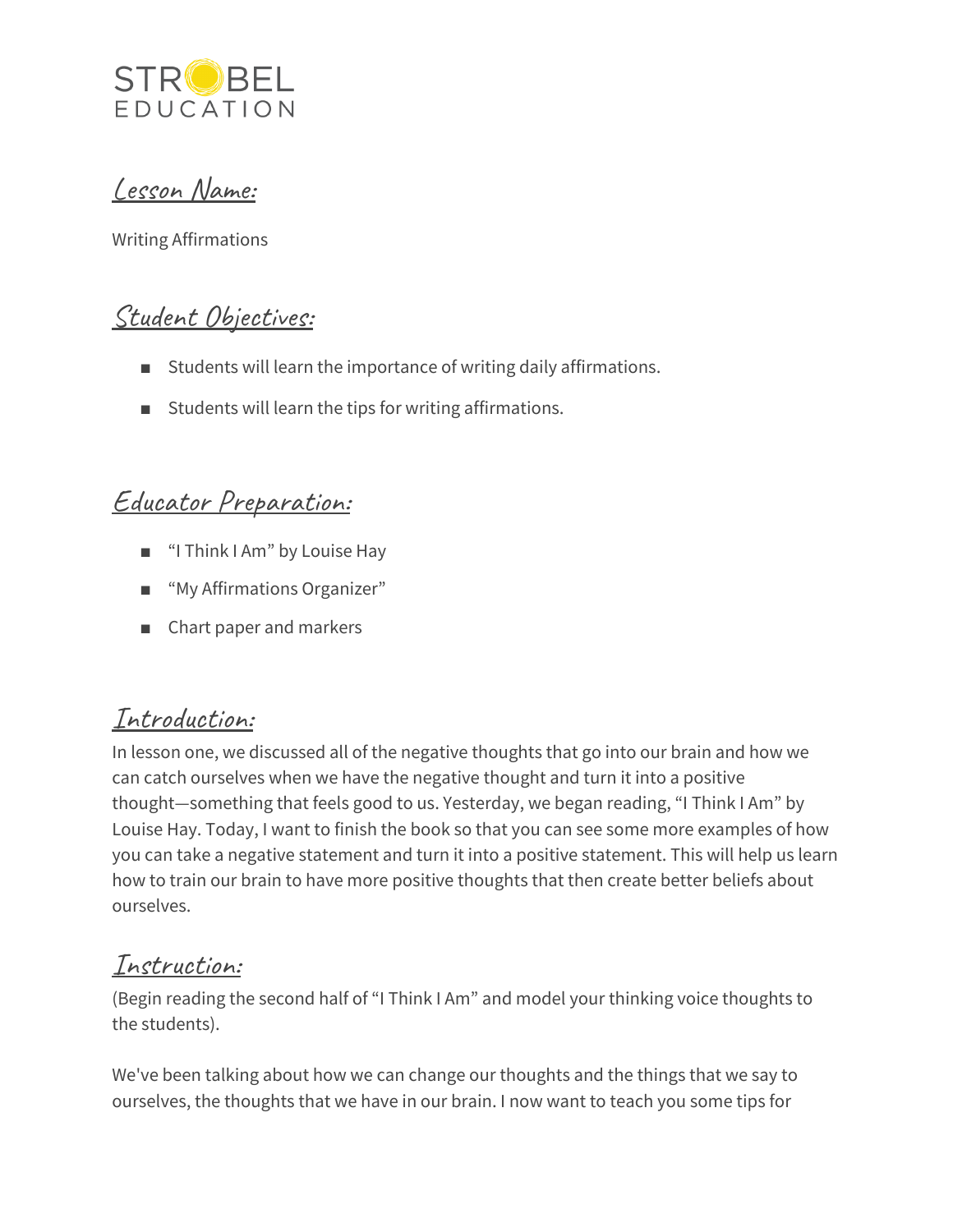STROBEL EDUCATION

## Lesson Name:

Writing Affirmations

## Student Objectives:

- Students will learn the importance of writing daily affirmations.
- Students will learn the tips for writing affirmations.

## Educator Preparation:

- "I Think I Am" by Louise Hay
- "My Affirmations Organizer"
- Chart paper and markers

## Introduction:

In lesson one, we discussed all of the negative thoughts that go into our brain and how we can catch ourselves when we have the negative thought and turn it into a positive thought—something that feels good to us. Yesterday, we began reading, "I Think I Am" by Louise Hay. Today, I want to finish the book so that you can see some more examples of how you can take a negative statement and turn it into a positive statement. This will help us learn how to train our brain to have more positive thoughts that then create better beliefs about ourselves.

## Instruction:

(Begin reading the second half of "I Think I Am" and model your thinking voice thoughts to the students).

We've been talking about how we can change our thoughts and the things that we say to ourselves, the thoughts that we have in our brain. I now want to teach you some tips for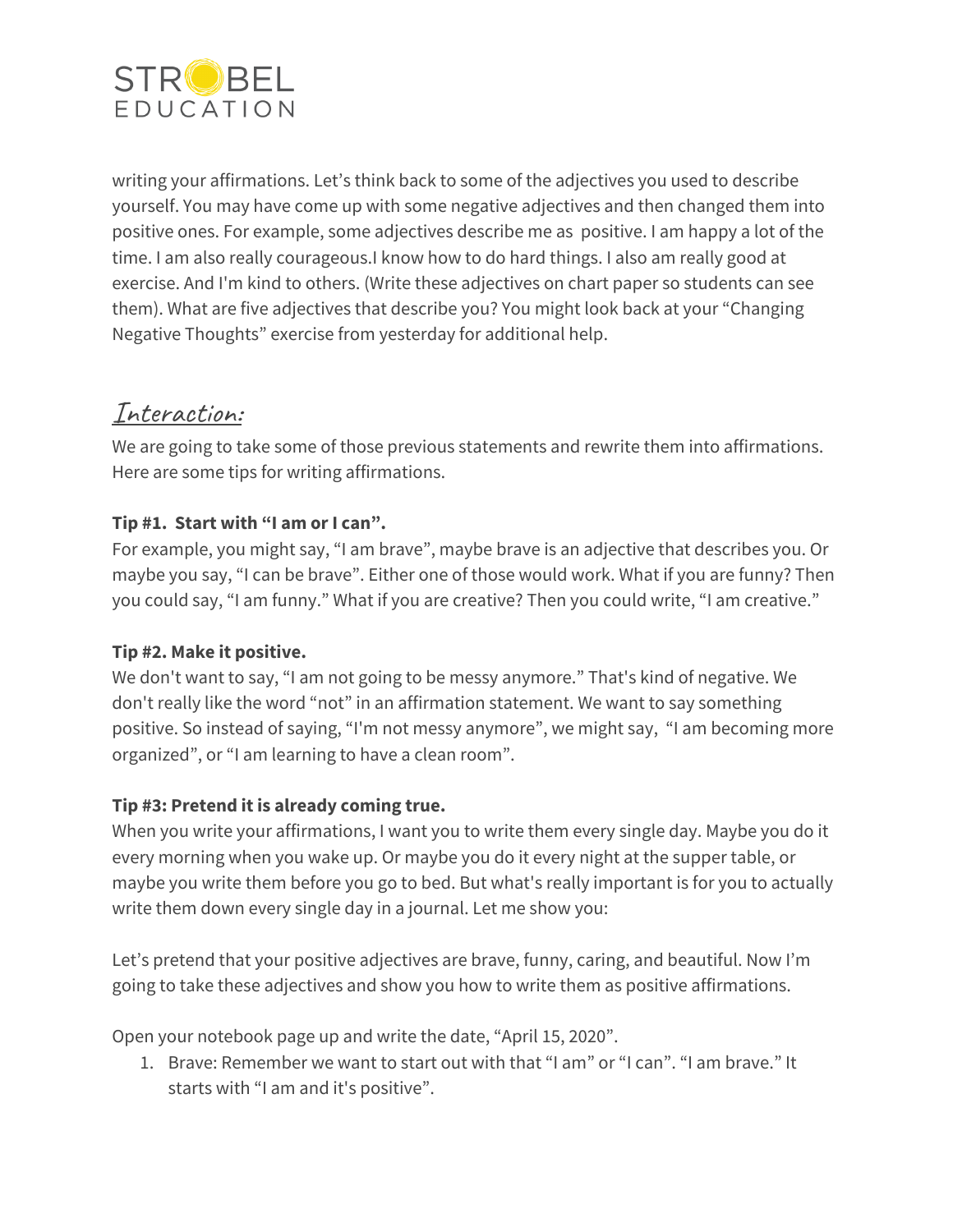writing your affirmations. Let's think back to some of the adjectives you used to describe yourself. You may have come up with some negative adjectives and then changed them into positive ones. For example, some adjectives describe me as  positive. I am happy a lot of the time. I am also really courageous.I know how to do hard things. I also am really good at exercise. And I'm kind to others. (Write these adjectives on chart paper so students can see them). What are five adjectives that describe you? You might look back at your "Changing Negative Thoughts" exercise from yesterday for additional help.

## *Interaction:*

We are going to take some of those previous statements and rewrite them into affirmations. Here are some tips for writing affirmations.

**Tip #1.  Start with "I am or I can".**

For example, you might say, "I am brave", maybe brave is an adjective that describes you. Or maybe you say, "I can be brave". Either one of those would work. What if you are funny? Then you could say, "I am funny." What if you are creative? Then you could write, "I am creative."

**Tip #2. Make it positive.**

We don't want to say, "I am not going to be messy anymore." That's kind of negative. We don't really like the word "not" in an affirmation statement. We want to say something positive. So instead of saying, "I'm not messy anymore", we might say,  "I am becoming more organized", or "I am learning to have a clean room".

**Tip #3: Pretend it is already coming true.**

When you write your affirmations, I want you to write them every single day. Maybe you do it every morning when you wake up. Or maybe you do it every night at the supper table, or maybe you write them before you go to bed. But what's really important is for you to actually write them down every single day in a journal. Let me show you:

Let's pretend that your positive adjectives are brave, funny, caring, and beautiful. Now I'm going to take these adjectives and show you how to write them as positive affirmations.

Open your notebook page up and write the date, "April 15, 2020".

1. Brave: Remember we want to start out with that "I am" or "I can". "I am brave." It starts with "I am and it's positive".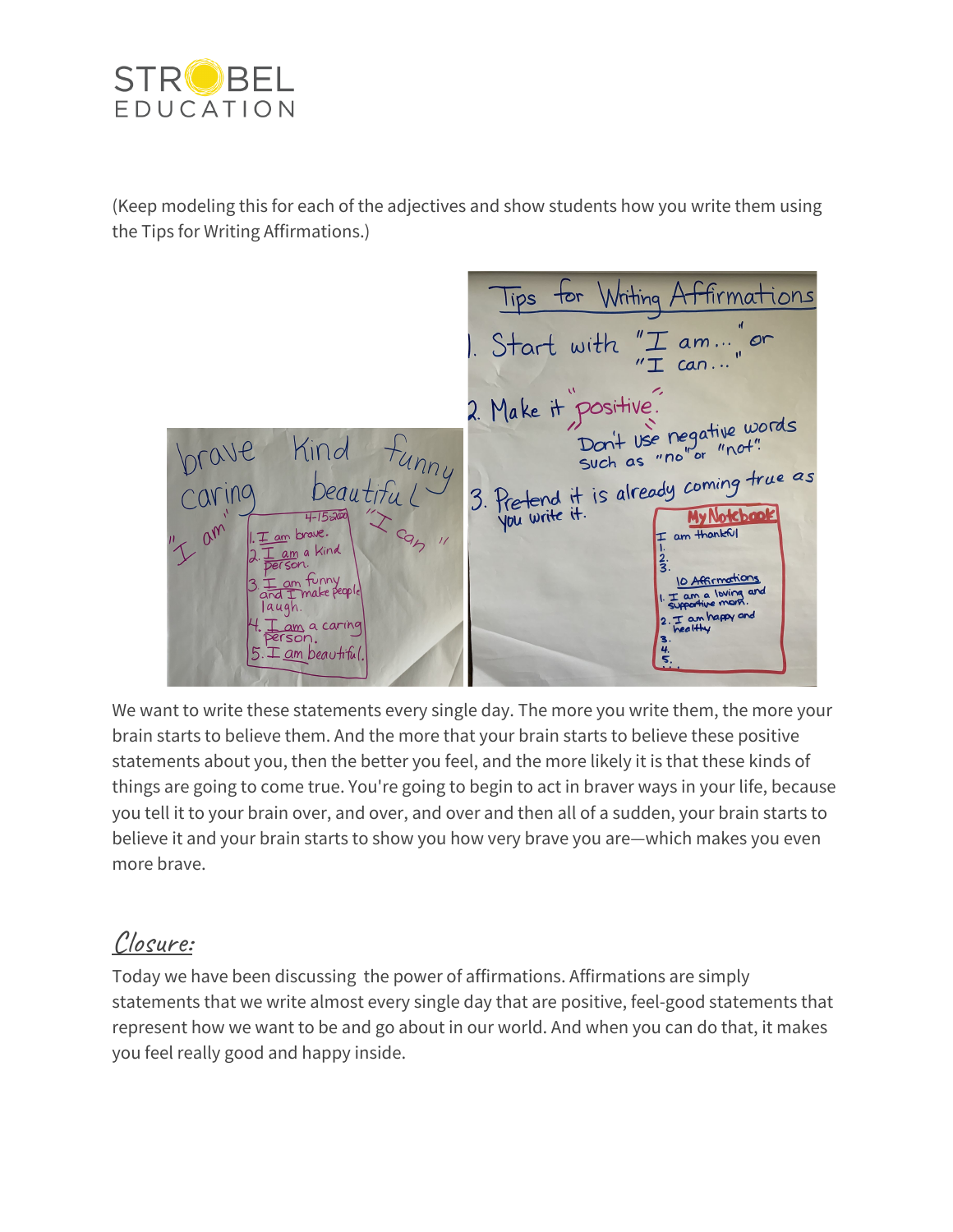(Keep modeling this for each of the adjectives and show students how you write them using the Tips for Writing Affirmations.)

We want to write these statements every single day. The more you write them, the more your brain starts to believe them. And the more that your brain starts to believe these positive statements about you, then the better you feel, and the more likely it is that these kinds of things are going to come true. You're going to begin to act in braver ways in your life, because you tell it to your brain over, and over, and over and then all of a sudden, your brain starts to believe it and your brain starts to show you how very brave you are—which makes you even more brave.

## *Closure:*

Today we have been discussing the power of affirmations. Affirmations are simply statements that we write almost every single day that are positive, feel-good statements that represent how we want to be and go about in our world. And when you can do that, it makes you feel really good and happy inside.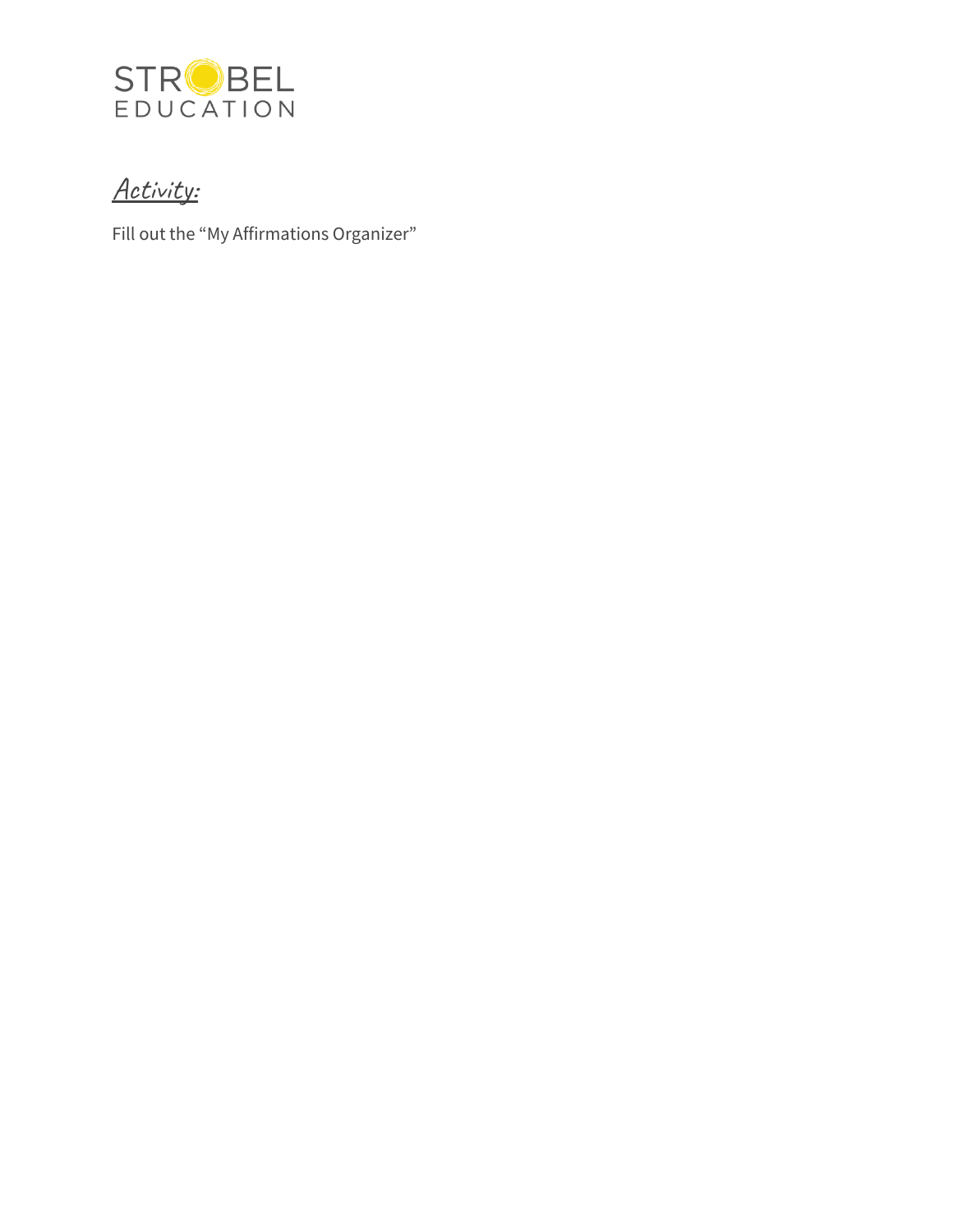## Activity:

Fill out the “My Affirmations Organizer”